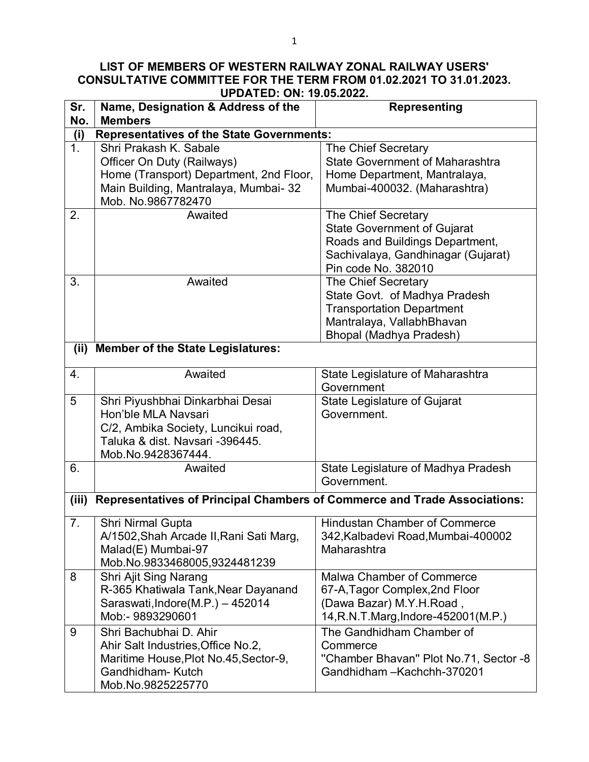**LIST OF MEMBERS OF WESTERN RAILWAY ZONAL RAILWAY USERS' CONSULTATIVE COMMITTEE FOR THE TERM FROM 01.02.2021 TO 31.01.2023. UPDATED: ON: 19.05.2022.**

| Sr. No. | Name, Designation & Address of the Members | Representing |
|---|---|---|
| **(i)** | **Representatives of the State Governments:** | |
| 1. | Shri Prakash K. Sabale<br>Officer On Duty (Railways)<br>Home (Transport) Department, 2nd Floor, Main Building, Mantralaya, Mumbai- 32<br>Mob. No.9867782470 | The Chief Secretary<br>State Government of Maharashtra<br>Home Department, Mantralaya, Mumbai-400032. (Maharashtra) |
| 2. | Awaited | The Chief Secretary<br>State Government of Gujarat<br>Roads and Buildings Department, Sachivalaya, Gandhinagar (Gujarat)<br>Pin code No. 382010 |
| 3. | Awaited | The Chief Secretary<br>State Govt. of Madhya Pradesh<br>Transportation Department<br>Mantralaya, VallabhBhavan<br>Bhopal (Madhya Pradesh) |
| **(ii)** | **Member of the State Legislatures:** | |
| 4. | Awaited | State Legislature of Maharashtra Government |
| 5 | Shri Piyushbhai Dinkarbhai Desai<br>Hon'ble MLA Navsari<br>C/2, Ambika Society, Luncikui road, Taluka & dist. Navsari -396445.<br>Mob.No.9428367444. | State Legislature of Gujarat Government. |
| 6. | Awaited | State Legislature of Madhya Pradesh Government. |
| **(iii)** | **Representatives of Principal Chambers of Commerce and Trade Associations:** | |
| 7. | Shri Nirmal Gupta<br>A/1502,Shah Arcade II,Rani Sati Marg, Malad(E) Mumbai-97<br>Mob.No.9833468005,9324481239 | Hindustan Chamber of Commerce<br>342,Kalbadevi Road,Mumbai-400002<br>Maharashtra |
| 8 | Shri Ajit Sing Narang<br>R-365 Khatiwala Tank,Near Dayanand Saraswati,Indore(M.P.) – 452014<br>Mob:- 9893290601 | Malwa Chamber of Commerce<br>67-A,Tagor Complex,2nd Floor (Dawa Bazar) M.Y.H.Road ,<br>14,R.N.T.Marg,Indore-452001(M.P.) |
| 9 | Shri Bachubhai D. Ahir<br>Ahir Salt Industries,Office No.2, Maritime House,Plot No.45,Sector-9, Gandhidham- Kutch<br>Mob.No.9825225770 | The Gandhidham Chamber of Commerce<br>"Chamber Bhavan" Plot No.71, Sector -8<br>Gandhidham –Kachchh-370201 |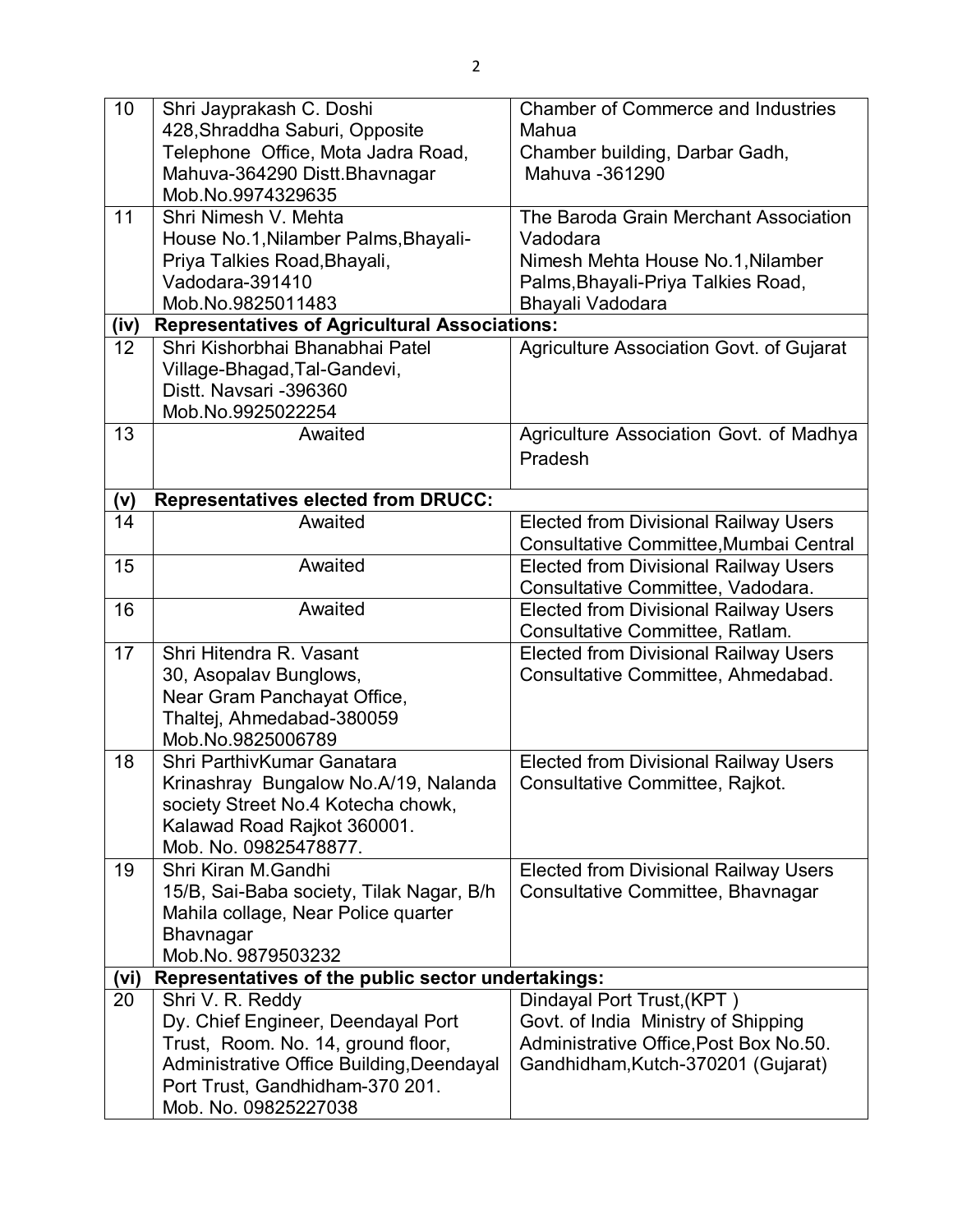| | | |
|---|---|---|
| 10 | Shri Jayprakash C. Doshi<br>428,Shraddha Saburi, Opposite Telephone Office, Mota Jadra Road, Mahuva-364290 Distt.Bhavnagar<br>Mob.No.9974329635 | Chamber of Commerce and Industries Mahua<br>Chamber building, Darbar Gadh, Mahuva -361290 |
| 11 | Shri Nimesh V. Mehta<br>House No.1,Nilamber Palms,Bhayali-Priya Talkies Road,Bhayali, Vadodara-391410<br>Mob.No.9825011483 | The Baroda Grain Merchant Association Vadodara<br>Nimesh Mehta House No.1,Nilamber Palms,Bhayali-Priya Talkies Road, Bhayali Vadodara |
| **(iv)** | **Representatives of Agricultural Associations:** | |
| 12 | Shri Kishorbhai Bhanabhai Patel<br>Village-Bhagad,Tal-Gandevi, Distt. Navsari -396360<br>Mob.No.9925022254 | Agriculture Association Govt. of Gujarat |
| 13 | Awaited | Agriculture Association Govt. of Madhya Pradesh |
| **(v)** | **Representatives elected from DRUCC:** | |
| 14 | Awaited | Elected from Divisional Railway Users Consultative Committee,Mumbai Central |
| 15 | Awaited | Elected from Divisional Railway Users Consultative Committee, Vadodara. |
| 16 | Awaited | Elected from Divisional Railway Users Consultative Committee, Ratlam. |
| 17 | Shri Hitendra R. Vasant<br>30, Asopalav Bunglows,<br>Near Gram Panchayat Office,<br>Thaltej, Ahmedabad-380059<br>Mob.No.9825006789 | Elected from Divisional Railway Users Consultative Committee, Ahmedabad. |
| 18 | Shri ParthivKumar Ganatara<br>Krinashray Bungalow No.A/19, Nalanda society Street No.4 Kotecha chowk, Kalawad Road Rajkot 360001.<br>Mob. No. 09825478877. | Elected from Divisional Railway Users Consultative Committee, Rajkot. |
| 19 | Shri Kiran M.Gandhi<br>15/B, Sai-Baba society, Tilak Nagar, B/h Mahila collage, Near Police quarter Bhavnagar<br>Mob.No. 9879503232 | Elected from Divisional Railway Users Consultative Committee, Bhavnagar |
| **(vi)** | **Representatives of the public sector undertakings:** | |
| 20 | Shri V. R. Reddy<br>Dy. Chief Engineer, Deendayal Port Trust, Room. No. 14, ground floor, Administrative Office Building,Deendayal Port Trust, Gandhidham-370 201.<br>Mob. No. 09825227038 | Dindayal Port Trust,(KPT )<br>Govt. of India Ministry of Shipping Administrative Office,Post Box No.50. Gandhidham,Kutch-370201 (Gujarat) |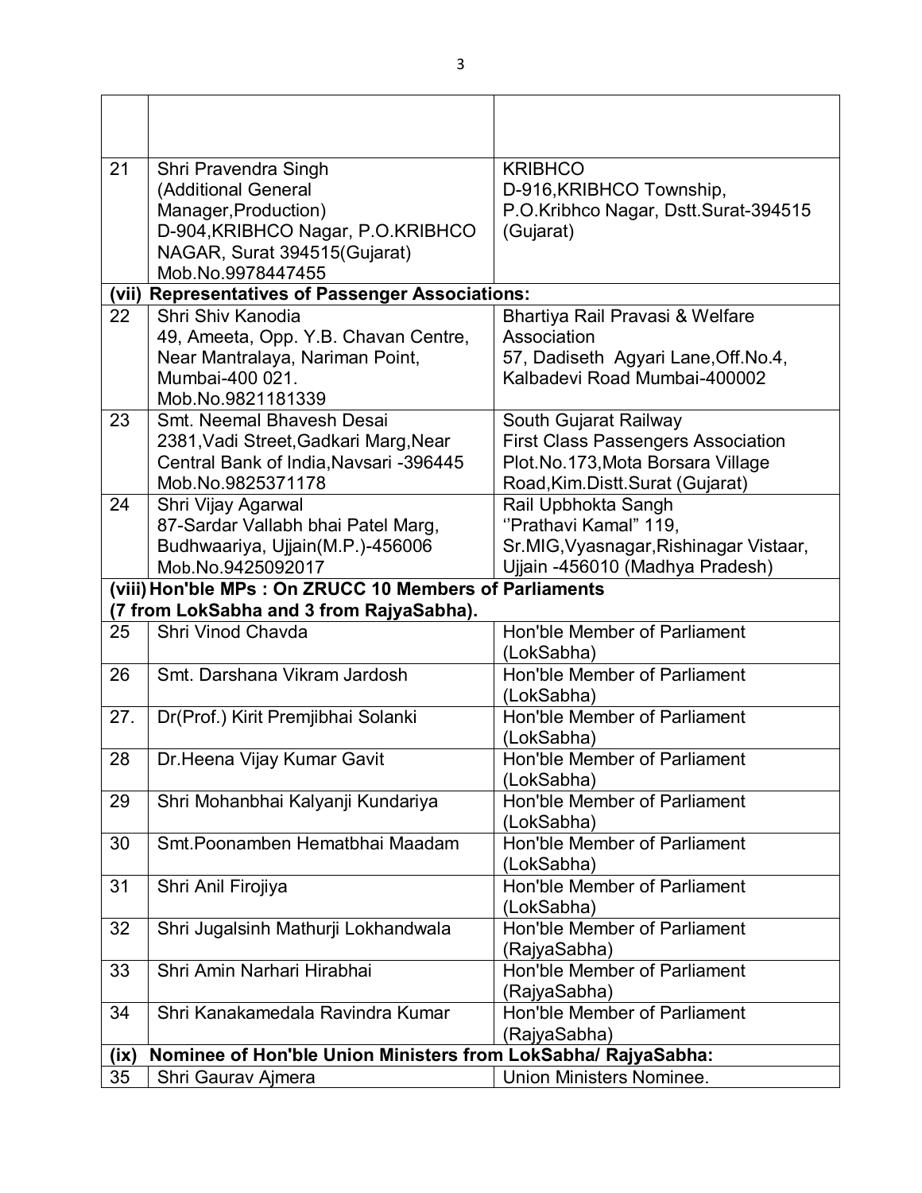| | | |
|---|---|---|
| | | |
| 21 | Shri Pravendra Singh (Additional General Manager,Production) D-904,KRIBHCO Nagar, P.O.KRIBHCO NAGAR, Surat 394515(Gujarat) Mob.No.9978447455 | KRIBHCO D-916,KRIBHCO Township, P.O.Kribhco Nagar, Dstt.Surat-394515 (Gujarat) |
| **(vii)** | **Representatives of Passenger Associations:** | |
| 22 | Shri Shiv Kanodia 49, Ameeta, Opp. Y.B. Chavan Centre, Near Mantralaya, Nariman Point, Mumbai-400 021. Mob.No.9821181339 | Bhartiya Rail Pravasi & Welfare Association 57, Dadiseth Agyari Lane,Off.No.4, Kalbadevi Road Mumbai-400002 |
| 23 | Smt. Neemal Bhavesh Desai 2381,Vadi Street,Gadkari Marg,Near Central Bank of India,Navsari -396445 Mob.No.9825371178 | South Gujarat Railway First Class Passengers Association Plot.No.173,Mota Borsara Village Road,Kim.Distt.Surat (Gujarat) |
| 24 | Shri Vijay Agarwal 87-Sardar Vallabh bhai Patel Marg, Budhwaariya, Ujjain(M.P.)-456006 Mob.No.9425092017 | Rail Upbhokta Sangh ''Prathavi Kamal" 119, Sr.MIG,Vyasnagar,Rishinagar Vistaar, Ujjain -456010 (Madhya Pradesh) |
| **(viii)** | **Hon'ble MPs : On ZRUCC 10 Members of Parliaments (7 from LokSabha and 3 from RajyaSabha).** | |
| 25 | Shri Vinod Chavda | Hon'ble Member of Parliament (LokSabha) |
| 26 | Smt. Darshana Vikram Jardosh | Hon'ble Member of Parliament (LokSabha) |
| 27. | Dr(Prof.) Kirit Premjibhai Solanki | Hon'ble Member of Parliament (LokSabha) |
| 28 | Dr.Heena Vijay Kumar Gavit | Hon'ble Member of Parliament (LokSabha) |
| 29 | Shri Mohanbhai Kalyanji Kundariya | Hon'ble Member of Parliament (LokSabha) |
| 30 | Smt.Poonamben Hematbhai Maadam | Hon'ble Member of Parliament (LokSabha) |
| 31 | Shri Anil Firojiya | Hon'ble Member of Parliament (LokSabha) |
| 32 | Shri Jugalsinh Mathurji Lokhandwala | Hon'ble Member of Parliament (RajyaSabha) |
| 33 | Shri Amin Narhari Hirabhai | Hon'ble Member of Parliament (RajyaSabha) |
| 34 | Shri Kanakamedala Ravindra Kumar | Hon'ble Member of Parliament (RajyaSabha) |
| **(ix)** | **Nominee of Hon'ble Union Ministers from LokSabha/ RajyaSabha:** | |
| 35 | Shri Gaurav Ajmera | Union Ministers Nominee. |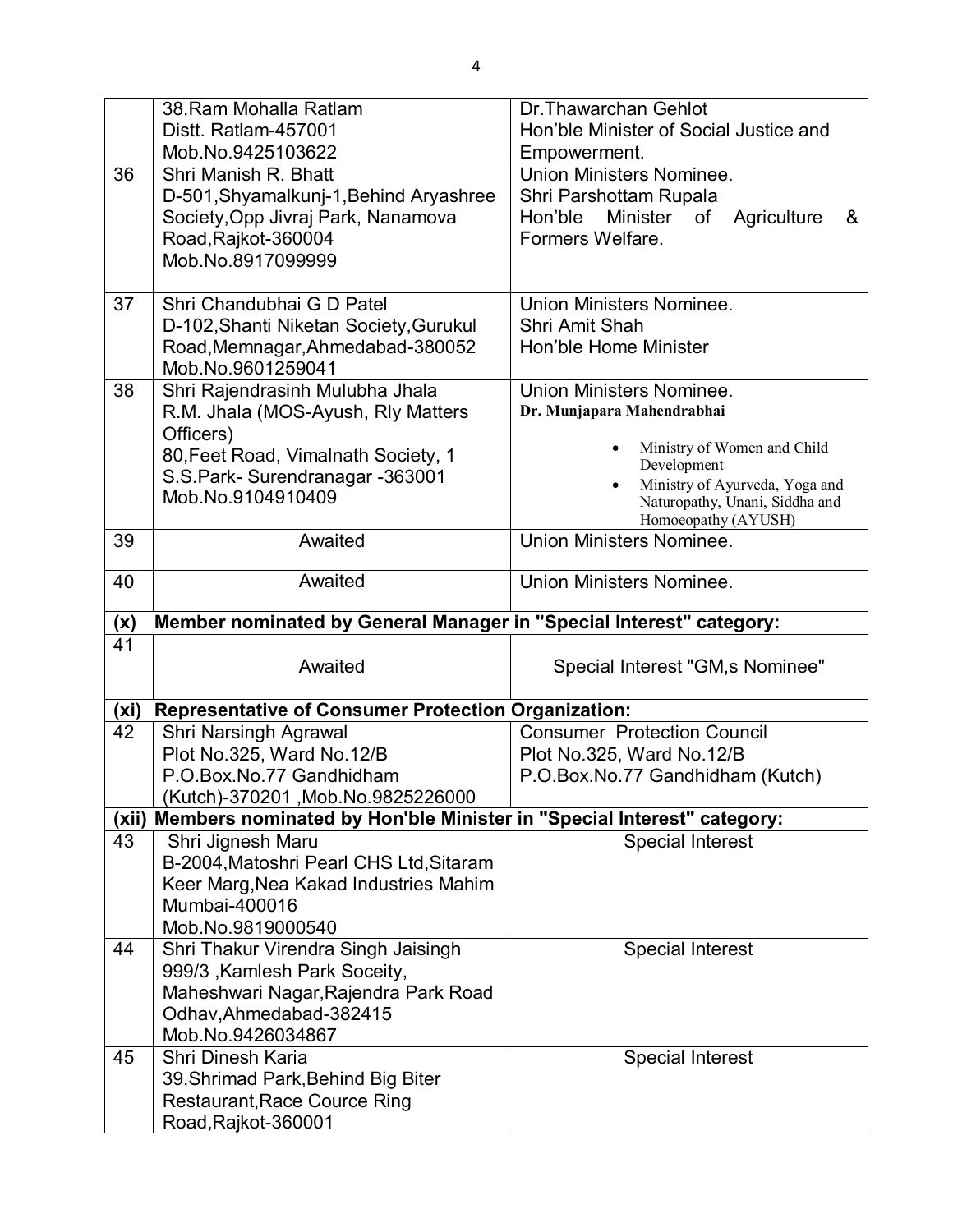| | | |
|---|---|---|
| | 38,Ram Mohalla Ratlam<br>Distt. Ratlam-457001<br>Mob.No.9425103622 | Dr.Thawarchan Gehlot<br>Hon'ble Minister of Social Justice and Empowerment. |
| 36 | Shri Manish R. Bhatt<br>D-501,Shyamalkunj-1,Behind Aryashree Society,Opp Jivraj Park, Nanamova Road,Rajkot-360004<br>Mob.No.8917099999 | Union Ministers Nominee.<br>Shri Parshottam Rupala<br>Hon'ble Minister of Agriculture & Formers Welfare. |
| 37 | Shri Chandubhai G D Patel<br>D-102,Shanti Niketan Society,Gurukul Road,Memnagar,Ahmedabad-380052<br>Mob.No.9601259041 | Union Ministers Nominee.<br>Shri Amit Shah<br>Hon'ble Home Minister |
| 38 | Shri Rajendrasinh Mulubha Jhala<br>R.M. Jhala (MOS-Ayush, Rly Matters Officers)<br>80,Feet Road, Vimalnath Society, 1 S.S.Park- Surendranagar -363001<br>Mob.No.9104910409 | Union Ministers Nominee.<br>**Dr. Munjapara Mahendrabhai**<br>• Ministry of Women and Child Development<br>• Ministry of Ayurveda, Yoga and Naturopathy, Unani, Siddha and Homoeopathy (AYUSH) |
| 39 | Awaited | Union Ministers Nominee. |
| 40 | Awaited | Union Ministers Nominee. |
| **(x)** | **Member nominated by General Manager in "Special Interest" category:** | |
| 41 | Awaited | Special Interest "GM,s Nominee" |
| **(xi)** | **Representative of Consumer Protection Organization:** | |
| 42 | Shri Narsingh Agrawal<br>Plot No.325, Ward No.12/B<br>P.O.Box.No.77 Gandhidham (Kutch)-370201 ,Mob.No.9825226000 | Consumer Protection Council<br>Plot No.325, Ward No.12/B<br>P.O.Box.No.77 Gandhidham (Kutch) |
| **(xii)** | **Members nominated by Hon'ble Minister in "Special Interest" category:** | |
| 43 | Shri Jignesh Maru<br>B-2004,Matoshri Pearl CHS Ltd,Sitaram Keer Marg,Nea Kakad Industries Mahim Mumbai-400016<br>Mob.No.9819000540 | Special Interest |
| 44 | Shri Thakur Virendra Singh Jaisingh<br>999/3 ,Kamlesh Park Soceity, Maheshwari Nagar,Rajendra Park Road Odhav,Ahmedabad-382415<br>Mob.No.9426034867 | Special Interest |
| 45 | Shri Dinesh Karia<br>39,Shrimad Park,Behind Big Biter Restaurant,Race Cource Ring Road,Rajkot-360001 | Special Interest |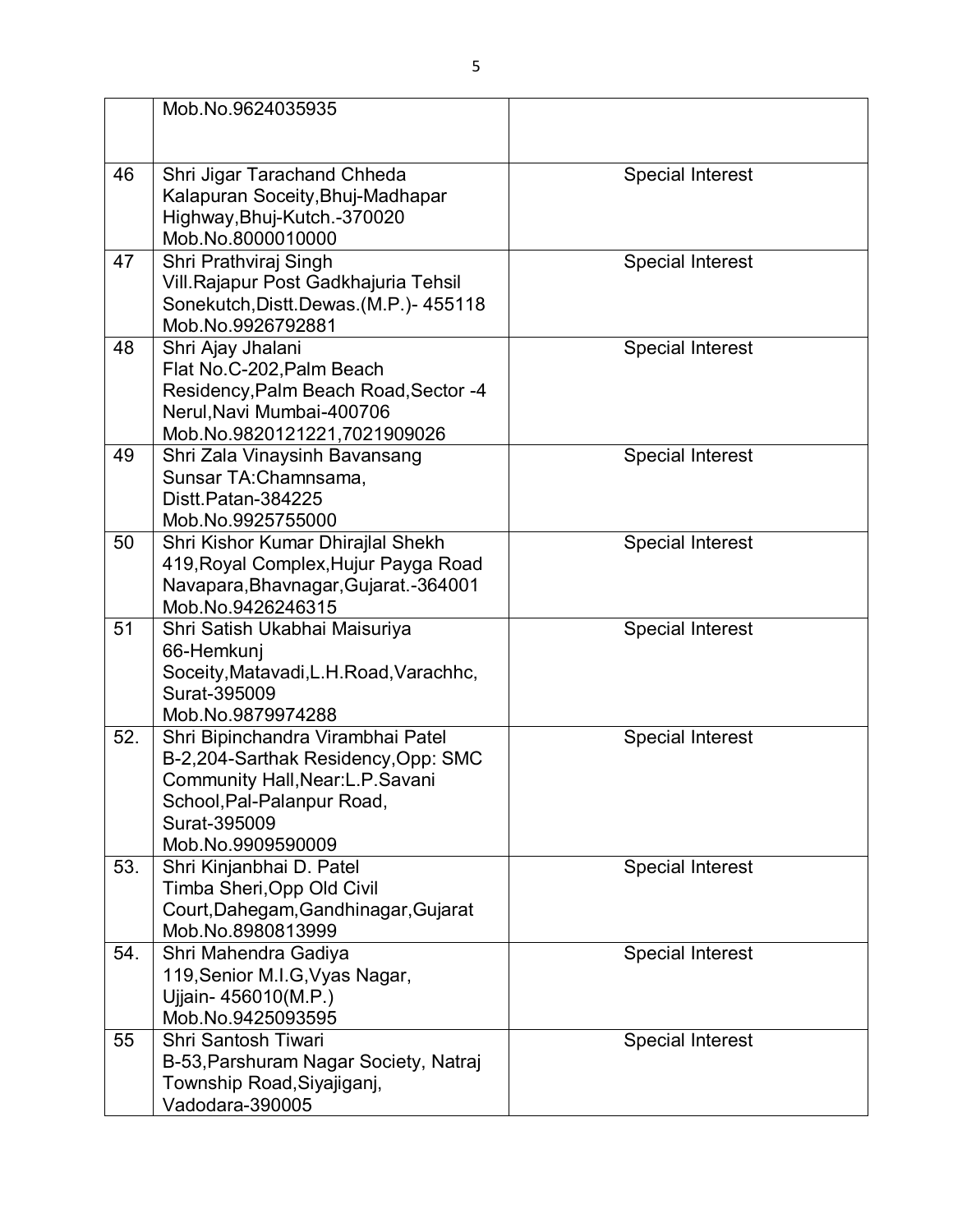| | | |
|---|---|---|
| | Mob.No.9624035935 | |
| 46 | Shri Jigar Tarachand Chheda<br>Kalapuran Soceity,Bhuj-Madhapar Highway,Bhuj-Kutch.-370020<br>Mob.No.8000010000 | Special Interest |
| 47 | Shri Prathviraj Singh<br>Vill.Rajapur Post Gadkhajuria Tehsil Sonekutch,Distt.Dewas.(M.P.)- 455118<br>Mob.No.9926792881 | Special Interest |
| 48 | Shri Ajay Jhalani<br>Flat No.C-202,Palm Beach Residency,Palm Beach Road,Sector -4 Nerul,Navi Mumbai-400706<br>Mob.No.9820121221,7021909026 | Special Interest |
| 49 | Shri Zala Vinaysinh Bavansang<br>Sunsar TA:Chamnsama,<br>Distt.Patan-384225<br>Mob.No.9925755000 | Special Interest |
| 50 | Shri Kishor Kumar Dhirajlal Shekh<br>419,Royal Complex,Hujur Payga Road Navapara,Bhavnagar,Gujarat.-364001<br>Mob.No.9426246315 | Special Interest |
| 51 | Shri Satish Ukabhai Maisuriya<br>66-Hemkunj Soceity,Matavadi,L.H.Road,Varachhc,<br>Surat-395009<br>Mob.No.9879974288 | Special Interest |
| 52. | Shri Bipinchandra Virambhai Patel<br>B-2,204-Sarthak Residency,Opp: SMC Community Hall,Near:L.P.Savani School,Pal-Palanpur Road,<br>Surat-395009<br>Mob.No.9909590009 | Special Interest |
| 53. | Shri Kinjanbhai D. Patel<br>Timba Sheri,Opp Old Civil Court,Dahegam,Gandhinagar,Gujarat<br>Mob.No.8980813999 | Special Interest |
| 54. | Shri Mahendra Gadiya<br>119,Senior M.I.G,Vyas Nagar,<br>Ujjain- 456010(M.P.)<br>Mob.No.9425093595 | Special Interest |
| 55 | Shri Santosh Tiwari<br>B-53,Parshuram Nagar Society, Natraj Township Road,Siyajiganj,<br>Vadodara-390005 | Special Interest |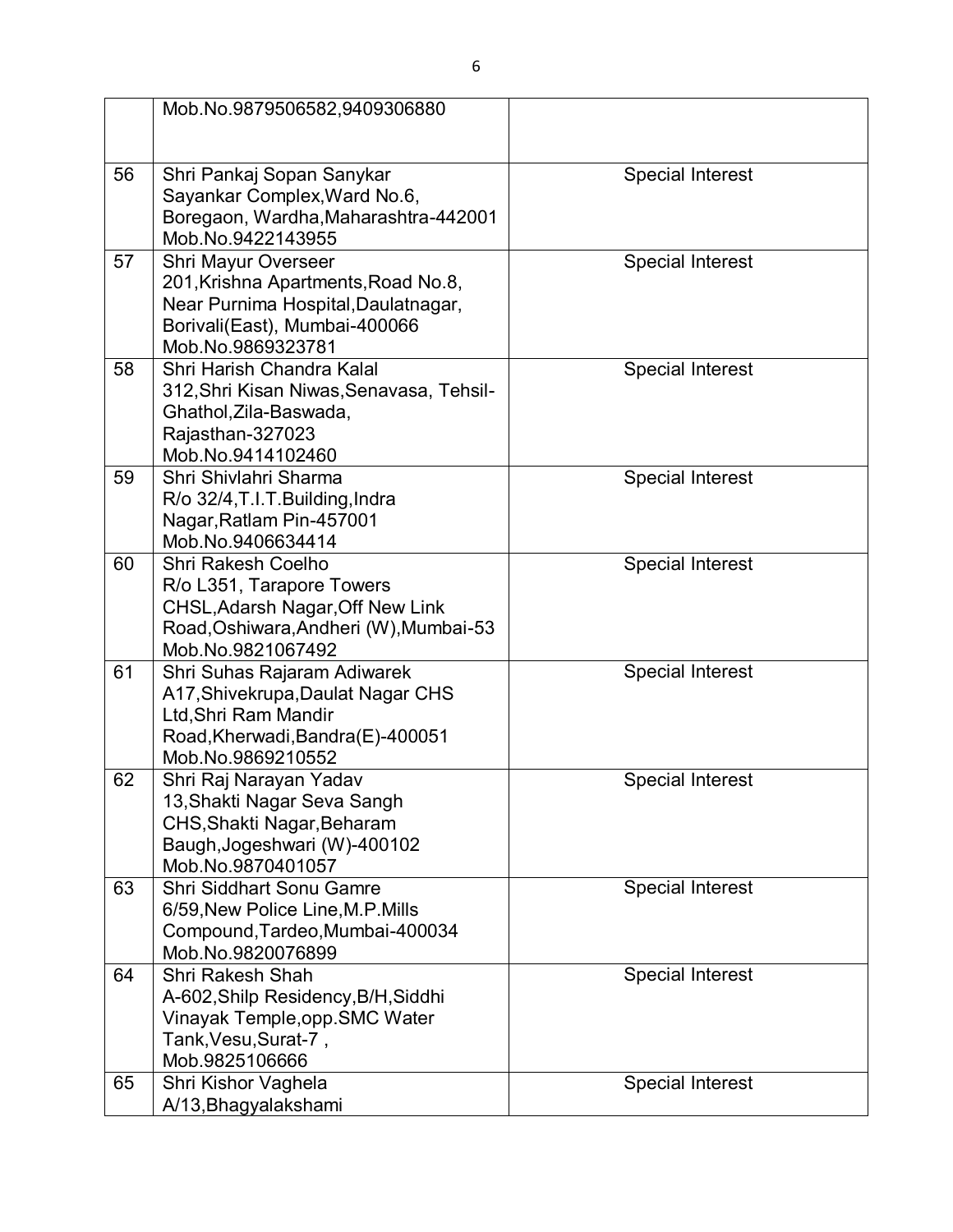| | | |
|---|---|---|
| | Mob.No.9879506582,9409306880 | |
| 56 | Shri Pankaj Sopan Sanykar<br>Sayankar Complex,Ward No.6,<br>Boregaon, Wardha,Maharashtra-442001<br>Mob.No.9422143955 | Special Interest |
| 57 | Shri Mayur Overseer<br>201,Krishna Apartments,Road No.8,<br>Near Purnima Hospital,Daulatnagar,<br>Borivali(East), Mumbai-400066<br>Mob.No.9869323781 | Special Interest |
| 58 | Shri Harish Chandra Kalal<br>312,Shri Kisan Niwas,Senavasa, Tehsil-Ghathol,Zila-Baswada,<br>Rajasthan-327023<br>Mob.No.9414102460 | Special Interest |
| 59 | Shri Shivlahri Sharma<br>R/o 32/4,T.I.T.Building,Indra<br>Nagar,Ratlam Pin-457001<br>Mob.No.9406634414 | Special Interest |
| 60 | Shri Rakesh Coelho<br>R/o L351, Tarapore Towers<br>CHSL,Adarsh Nagar,Off New Link<br>Road,Oshiwara,Andheri (W),Mumbai-53<br>Mob.No.9821067492 | Special Interest |
| 61 | Shri Suhas Rajaram Adiwarek<br>A17,Shivekrupa,Daulat Nagar CHS<br>Ltd,Shri Ram Mandir<br>Road,Kherwadi,Bandra(E)-400051<br>Mob.No.9869210552 | Special Interest |
| 62 | Shri Raj Narayan Yadav<br>13,Shakti Nagar Seva Sangh<br>CHS,Shakti Nagar,Beharam<br>Baugh,Jogeshwari (W)-400102<br>Mob.No.9870401057 | Special Interest |
| 63 | Shri Siddhart Sonu Gamre<br>6/59,New Police Line,M.P.Mills<br>Compound,Tardeo,Mumbai-400034<br>Mob.No.9820076899 | Special Interest |
| 64 | Shri Rakesh Shah<br>A-602,Shilp Residency,B/H,Siddhi<br>Vinayak Temple,opp.SMC Water<br>Tank,Vesu,Surat-7 ,<br>Mob.9825106666 | Special Interest |
| 65 | Shri Kishor Vaghela<br>A/13,Bhagyalakshami | Special Interest |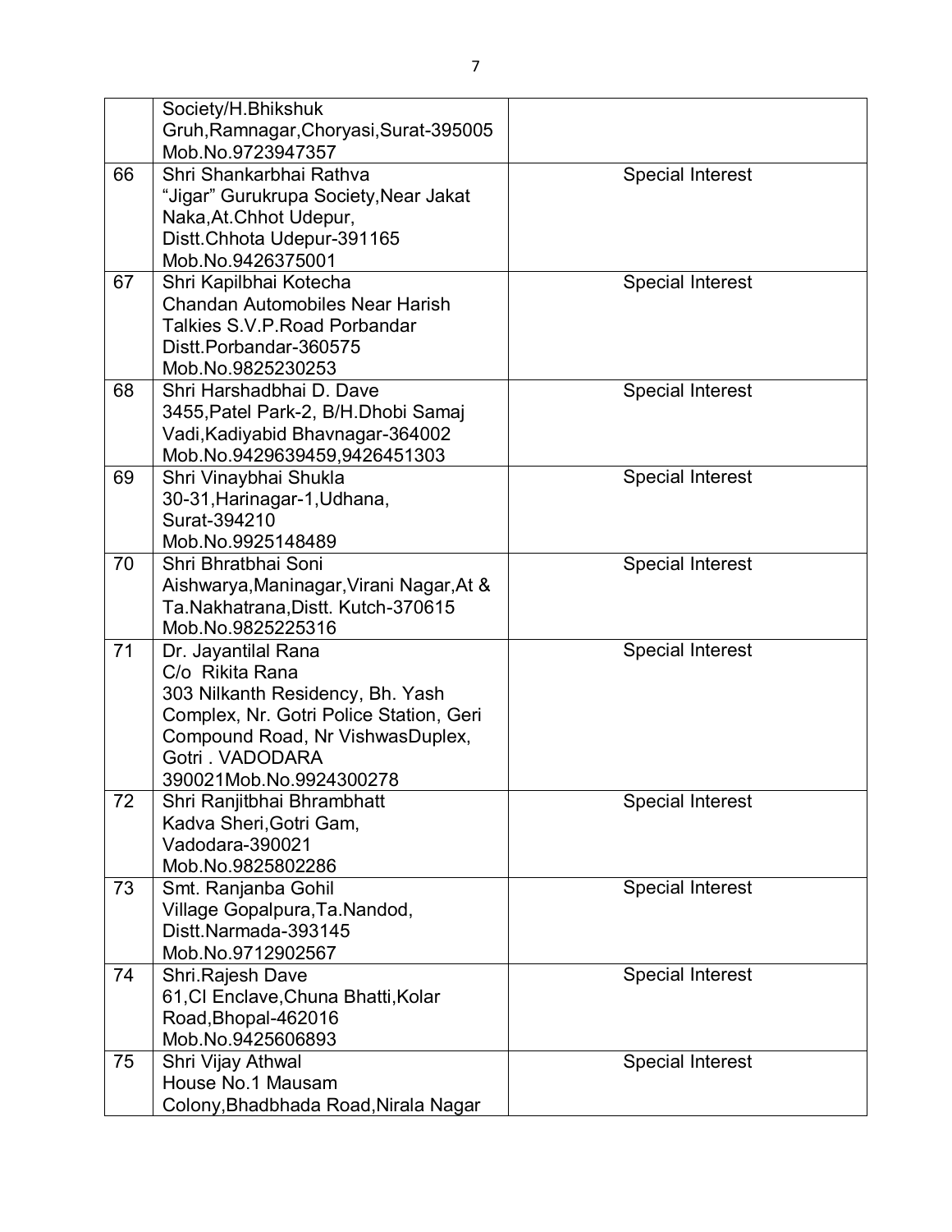|  |  |  |
|---|---|---|
|  | Society/H.Bhikshuk Gruh,Ramnagar,Choryasi,Surat-395005 Mob.No.9723947357 |  |
| 66 | Shri Shankarbhai Rathva "Jigar" Gurukrupa Society,Near Jakat Naka,At.Chhot Udepur, Distt.Chhota Udepur-391165 Mob.No.9426375001 | Special Interest |
| 67 | Shri Kapilbhai Kotecha Chandan Automobiles Near Harish Talkies S.V.P.Road Porbandar Distt.Porbandar-360575 Mob.No.9825230253 | Special Interest |
| 68 | Shri Harshadbhai D. Dave 3455,Patel Park-2, B/H.Dhobi Samaj Vadi,Kadiyabid Bhavnagar-364002 Mob.No.9429639459,9426451303 | Special Interest |
| 69 | Shri Vinaybhai Shukla 30-31,Harinagar-1,Udhana, Surat-394210 Mob.No.9925148489 | Special Interest |
| 70 | Shri Bhratbhai Soni Aishwarya,Maninagar,Virani Nagar,At & Ta.Nakhatrana,Distt. Kutch-370615 Mob.No.9825225316 | Special Interest |
| 71 | Dr. Jayantilal Rana C/o Rikita Rana 303 Nilkanth Residency, Bh. Yash Complex, Nr. Gotri Police Station, Geri Compound Road, Nr VishwasDuplex, Gotri . VADODARA 390021Mob.No.9924300278 | Special Interest |
| 72 | Shri Ranjitbhai Bhrambhatt Kadva Sheri,Gotri Gam, Vadodara-390021 Mob.No.9825802286 | Special Interest |
| 73 | Smt. Ranjanba Gohil Village Gopalpura,Ta.Nandod, Distt.Narmada-393145 Mob.No.9712902567 | Special Interest |
| 74 | Shri.Rajesh Dave 61,CI Enclave,Chuna Bhatti,Kolar Road,Bhopal-462016 Mob.No.9425606893 | Special Interest |
| 75 | Shri Vijay Athwal House No.1 Mausam Colony,Bhadbhada Road,Nirala Nagar | Special Interest |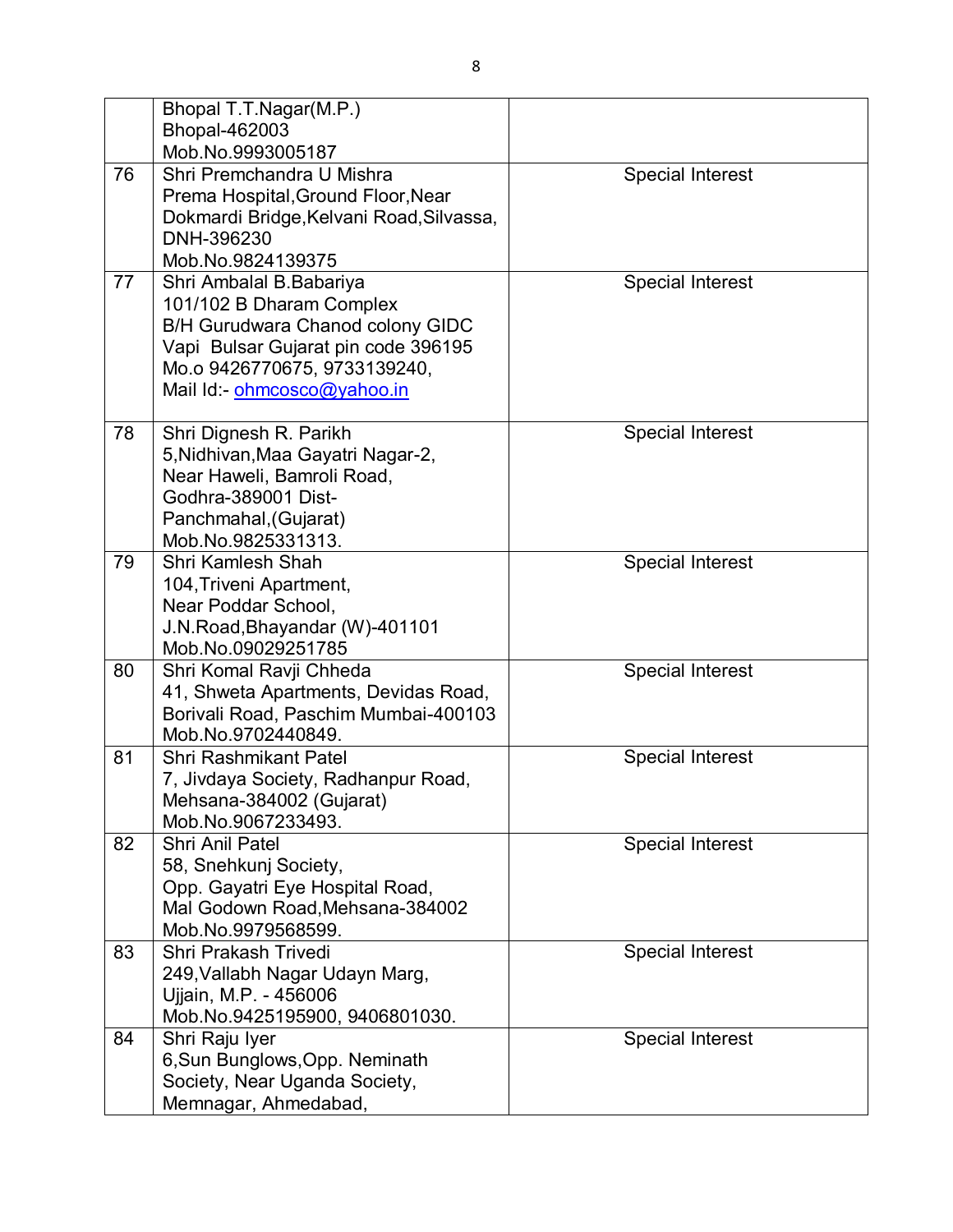| | | |
|---|---|---|
| | Bhopal T.T.Nagar(M.P.)<br>Bhopal-462003<br>Mob.No.9993005187 | |
| 76 | Shri Premchandra U Mishra<br>Prema Hospital,Ground Floor,Near Dokmardi Bridge,Kelvani Road,Silvassa, DNH-396230<br>Mob.No.9824139375 | Special Interest |
| 77 | Shri Ambalal B.Babariya<br>101/102 B Dharam Complex<br>B/H Gurudwara Chanod colony GIDC Vapi Bulsar Gujarat pin code 396195<br>Mo.o 9426770675, 9733139240,<br>Mail Id:- ohmcosco@yahoo.in | Special Interest |
| 78 | Shri Dignesh R. Parikh<br>5,Nidhivan,Maa Gayatri Nagar-2,<br>Near Haweli, Bamroli Road,<br>Godhra-389001 Dist-Panchmahal,(Gujarat)<br>Mob.No.9825331313. | Special Interest |
| 79 | Shri Kamlesh Shah<br>104,Triveni Apartment,<br>Near Poddar School,<br>J.N.Road,Bhayandar (W)-401101<br>Mob.No.09029251785 | Special Interest |
| 80 | Shri Komal Ravji Chheda<br>41, Shweta Apartments, Devidas Road, Borivali Road, Paschim Mumbai-400103<br>Mob.No.9702440849. | Special Interest |
| 81 | Shri Rashmikant Patel<br>7, Jivdaya Society, Radhanpur Road, Mehsana-384002 (Gujarat)<br>Mob.No.9067233493. | Special Interest |
| 82 | Shri Anil Patel<br>58, Snehkunj Society,<br>Opp. Gayatri Eye Hospital Road,<br>Mal Godown Road,Mehsana-384002<br>Mob.No.9979568599. | Special Interest |
| 83 | Shri Prakash Trivedi<br>249,Vallabh Nagar Udayn Marg,<br>Ujjain, M.P. - 456006<br>Mob.No.9425195900, 9406801030. | Special Interest |
| 84 | Shri Raju Iyer<br>6,Sun Bunglows,Opp. Neminath Society, Near Uganda Society, Memnagar, Ahmedabad, | Special Interest |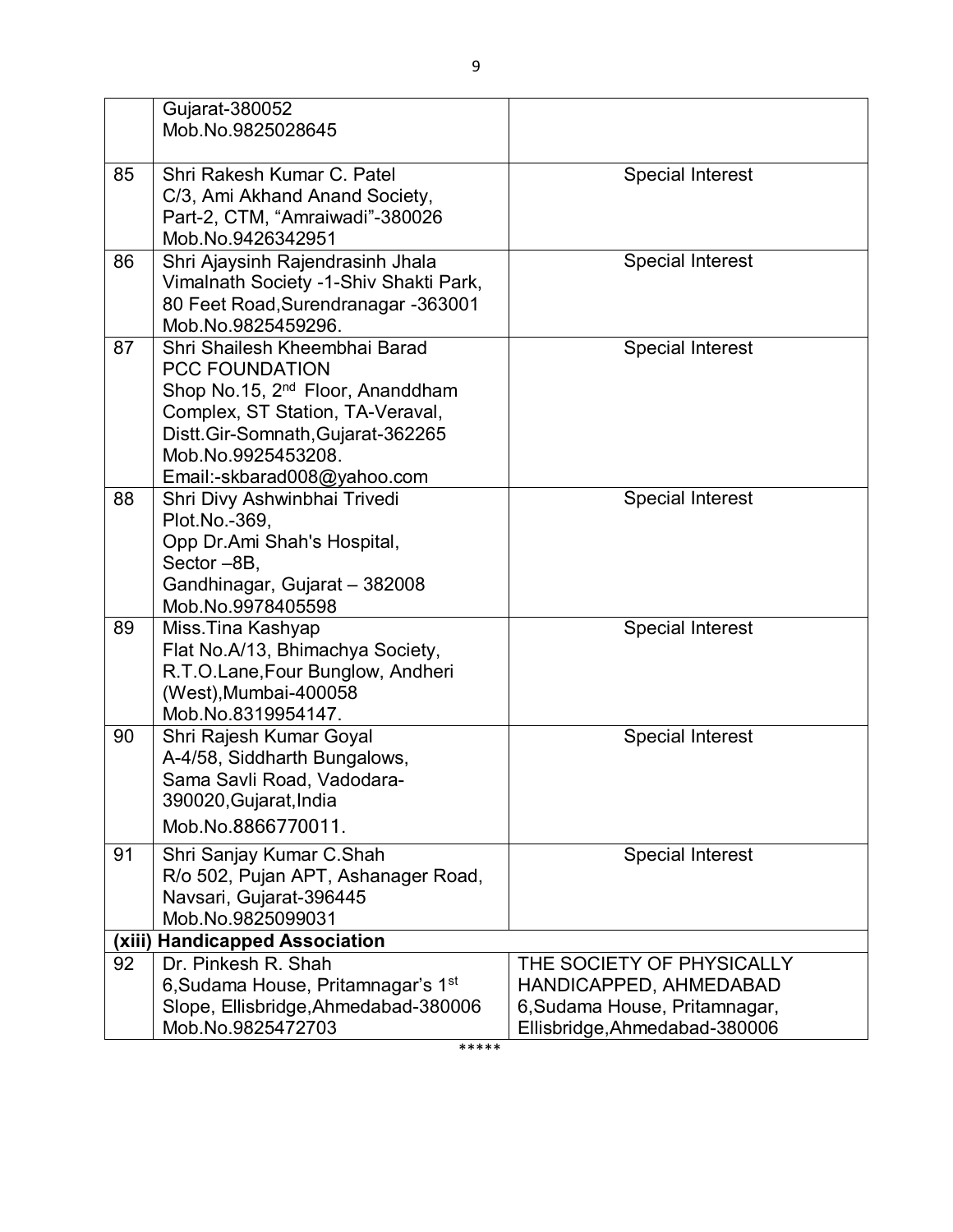| | | |
|---|---|---|
| | Gujarat-380052<br>Mob.No.9825028645 | |
| 85 | Shri Rakesh Kumar C. Patel<br>C/3, Ami Akhand Anand Society,<br>Part-2, CTM, "Amraiwadi"-380026<br>Mob.No.9426342951 | Special Interest |
| 86 | Shri Ajaysinh Rajendrasinh Jhala<br>Vimalnath Society -1-Shiv Shakti Park,<br>80 Feet Road,Surendranagar -363001<br>Mob.No.9825459296. | Special Interest |
| 87 | Shri Shailesh Kheembhai Barad<br>PCC FOUNDATION<br>Shop No.15, 2nd Floor, Ananddham<br>Complex, ST Station, TA-Veraval,<br>Distt.Gir-Somnath,Gujarat-362265<br>Mob.No.9925453208.<br>Email:-skbarad008@yahoo.com | Special Interest |
| 88 | Shri Divy Ashwinbhai Trivedi<br>Plot.No.-369,<br>Opp Dr.Ami Shah's Hospital,<br>Sector –8B,<br>Gandhinagar, Gujarat – 382008<br>Mob.No.9978405598 | Special Interest |
| 89 | Miss.Tina Kashyap<br>Flat No.A/13, Bhimachya Society,<br>R.T.O.Lane,Four Bunglow, Andheri<br>(West),Mumbai-400058<br>Mob.No.8319954147. | Special Interest |
| 90 | Shri Rajesh Kumar Goyal<br>A-4/58, Siddharth Bungalows,<br>Sama Savli Road, Vadodara-<br>390020,Gujarat,India<br>Mob.No.8866770011. | Special Interest |
| 91 | Shri Sanjay Kumar C.Shah<br>R/o 502, Pujan APT, Ashanager Road,<br>Navsari, Gujarat-396445<br>Mob.No.9825099031 | Special Interest |
| **(xiii) Handicapped Association** | | |
| 92 | Dr. Pinkesh R. Shah<br>6,Sudama House, Pritamnagar's 1st<br>Slope, Ellisbridge,Ahmedabad-380006<br>Mob.No.9825472703 | THE SOCIETY OF PHYSICALLY<br>HANDICAPPED, AHMEDABAD<br>6,Sudama House, Pritamnagar,<br>Ellisbridge,Ahmedabad-380006 |

*****